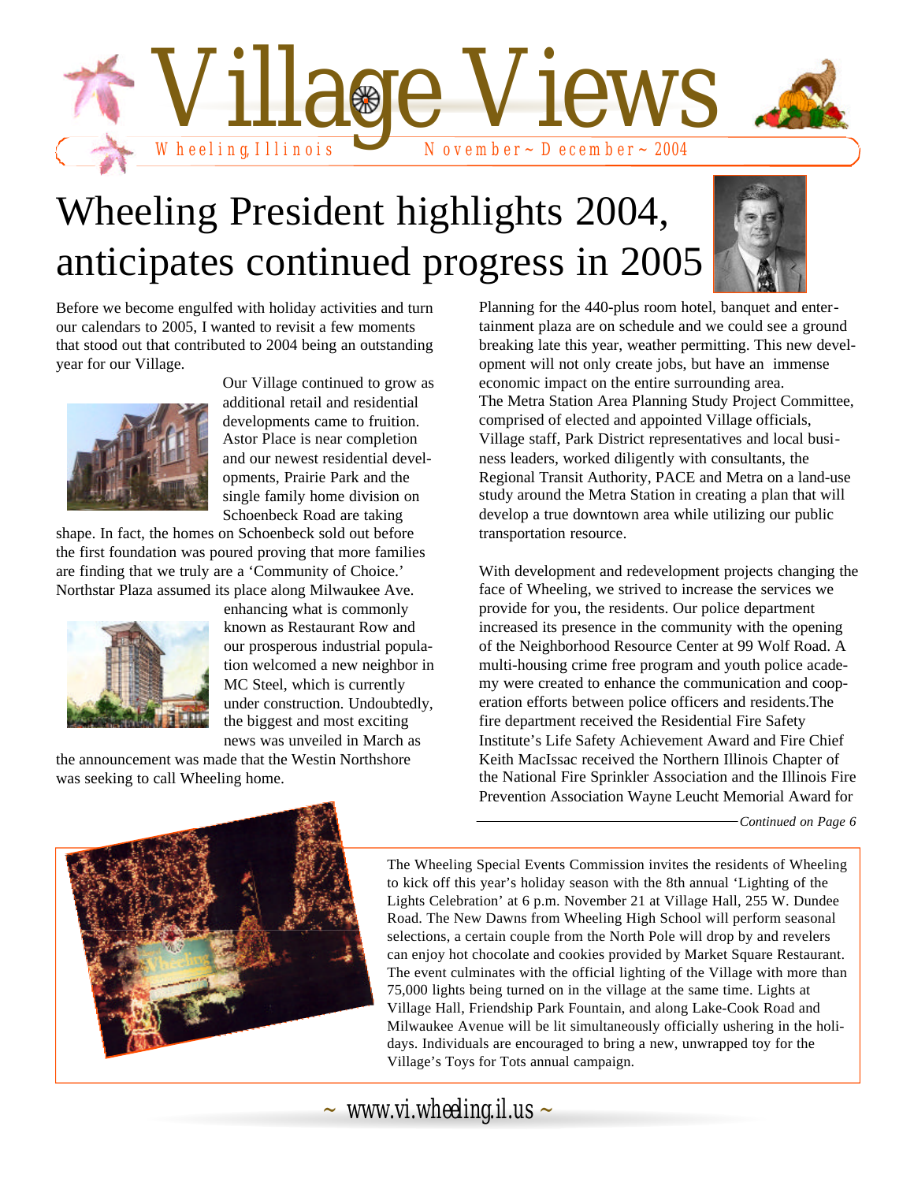# Village Views

Wheeling, Illinois — November ~ December ~ 2004

## Wheeling President highlights 2004, anticipates continued progress in 2005

Before we become engulfed with holiday activities and turn our calendars to 2005, I wanted to revisit a few moments that stood out that contributed to 2004 being an outstanding year for our Village.

Our Village continued to grow as additional retail and residential developments came to fruition. Astor Place is near completion and our newest residential developments, Prairie Park and the single family home division on Schoenbeck Road are taking shape. In fact, the homes on Schoenbeck Road sold out before the first foundation was poured proving that more families are finding that we truly are a 'Community of Choice.' Northstar Plaza assumed its place along Milwaukee Ave. enhancing what is commonly known as Restaurant Row and our prosperous industrial population welcomed a new neighbor in MC Steel, which is currently under construction. Undoubtedly, the biggest and most exciting news was unveiled in March as the announcement was made that the Westin Northshore was seeking to call Wheeling home.

Planning for the 440-plus room hotel, banquet and entertainment plaza are on schedule and we could see a ground breaking late this year, weather permitting. This new development will not only create jobs, but have an immense economic impact on the entire surrounding area. The Metra Station Area Planning Study Project Committee, comprised of elected and appointed Village officials, Village staff, Park District representatives and local business leaders, worked diligently with consultants, the Regional Transit Authority, PACE and Metra on a land-use study around the Metra Station in creating a plan that will develop a true downtown area while utilizing our public transportation resource.

With development and redevelopment projects changing the face of Wheeling, we strived to increase the services we provide for you, the residents. Our police department increased its presence in the community with the opening of the Neighborhood Resource Center at 99 Wolf Road. A multi-housing crime free program and youth police academy were created to enhance the communication and cooperation efforts between police officers and residents.The fire department received the Residential Fire Safety Institute's Life Safety Achievement Award and Fire Chief Keith MacIssac received the Northern Illinois Chapter of the National Fire Sprinkler Association and the Illinois Fire Prevention Association Wayne Leucht Memorial Award for

*Continued on Page 6*

---

The Wheeling Special Events Commission invites the residents of Wheeling to kick off this year's holiday season with the 8th annual 'Lighting of the Lights Celebration' at 6 p.m. November 21 at Village Hall, 255 W. Dundee Road. The New Dawns from Wheeling High School will perform seasonal selections, a certain couple from the North Pole will drop by and revelers can enjoy hot chocolate and cookies provided by Market Square Restaurant. The event culminates with the official lighting of the Village with more than 75,000 lights being turned on in the village at the same time. Lights at Village Hall, Friendship Park Fountain, and along Lake-Cook Road and Milwaukee Avenue will be lit simultaneously officially ushering in the holidays. Individuals are encouraged to bring a new, unwrapped toy for the Village's Toys for Tots annual campaign.

~ www.vi.wheeling.il.us ~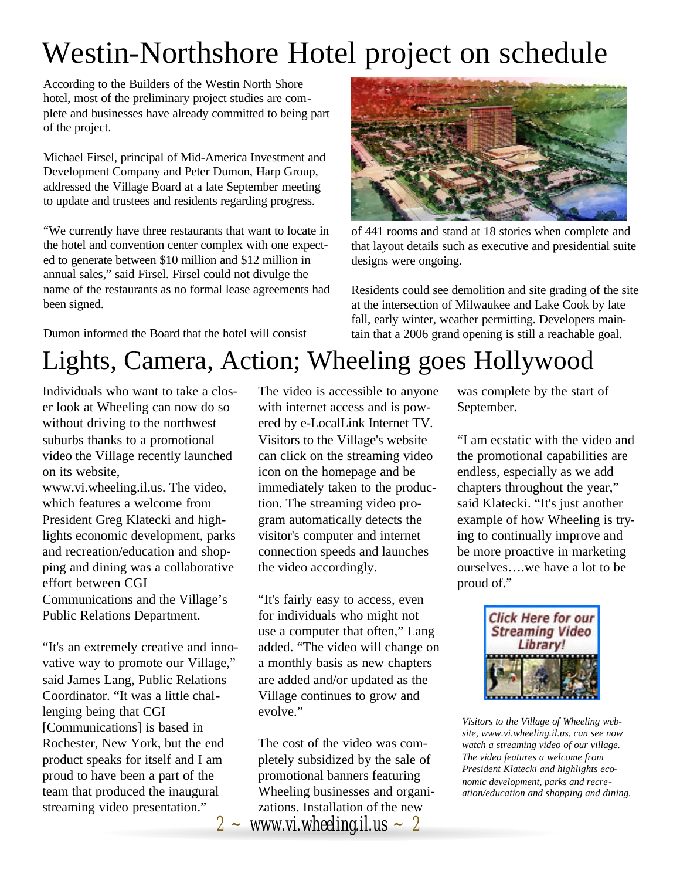# Westin-Northshore Hotel project on schedule

According to the Builders of the Westin North Shore hotel, most of the preliminary project studies are complete and businesses have already committed to being part of the project.

Michael Firsel, principal of Mid-America Investment and Development Company and Peter Dumon, Harp Group, addressed the Village Board at a late September meeting to update and trustees and residents regarding progress.

"We currently have three restaurants that want to locate in the hotel and convention center complex with one expected to generate between $10 million and $12 million in annual sales," said Firsel. Firsel could not divulge the name of the restaurants as no formal lease agreements had been signed.

Dumon informed the Board that the hotel will consist of 441 rooms and stand at 18 stories when complete and that layout details such as executive and presidential suite designs were ongoing.

Residents could see demolition and site grading of the site at the intersection of Milwaukee and Lake Cook by late fall, early winter, weather permitting. Developers maintain that a 2006 grand opening is still a reachable goal.

# Lights, Camera, Action; Wheeling goes Hollywood

Individuals who want to take a closer look at Wheeling can now do so without driving to the northwest suburbs thanks to a promotional video the Village recently launched on its website, www.vi.wheeling.il.us. The video, which features a welcome from President Greg Klatecki and highlights economic development, parks and recreation/education and shopping and dining was a collaborative effort between CGI Communications and the Village's Public Relations Department.

"It's an extremely creative and innovative way to promote our Village," said James Lang, Public Relations Coordinator. "It was a little challenging being that CGI [Communications] is based in Rochester, New York, but the end product speaks for itself and I am proud to have been a part of the team that produced the inaugural streaming video presentation."

The video is accessible to anyone with internet access and is powered by e-LocalLink Internet TV. Visitors to the Village's website can click on the streaming video icon on the homepage and be immediately taken to the production. The streaming video program automatically detects the visitor's computer and internet connection speeds and launches the video accordingly.

"It's fairly easy to access, even for individuals who might not use a computer that often," Lang added. "The video will change on a monthly basis as new chapters are added and/or updated as the Village continues to grow and evolve."

The cost of the video was completely subsidized by the sale of promotional banners featuring Wheeling businesses and organizations. Installation of the new was complete by the start of September.

"I am ecstatic with the video and the promotional capabilities are endless, especially as we add chapters throughout the year," said Klatecki. "It's just another example of how Wheeling is trying to continually improve and be more proactive in marketing ourselves….we have a lot to be proud of."

Click Here for our Streaming Video Library!

*Visitors to the Village of Wheeling website, www.vi.wheeling.il.us, can see now watch a streaming video of our village. The video features a welcome from President Klatecki and highlights economic development, parks and recreation/education and shopping and dining.*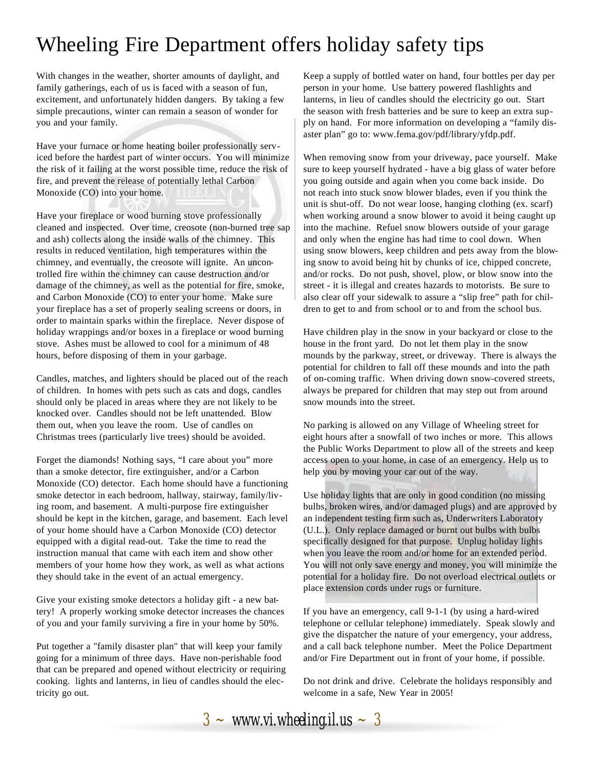# Wheeling Fire Department offers holiday safety tips

With changes in the weather, shorter amounts of daylight, and family gatherings, each of us is faced with a season of fun, excitement, and unfortunately hidden dangers. By taking a few simple precautions, winter can remain a season of wonder for you and your family.

Have your furnace or home heating boiler professionally serviced before the hardest part of winter occurs. You will minimize the risk of it failing at the worst possible time, reduce the risk of fire, and prevent the release of potentially lethal Carbon Monoxide (CO) into your home.

Have your fireplace or wood burning stove professionally cleaned and inspected. Over time, creosote (non-burned tree sap and ash) collects along the inside walls of the chimney. This results in reduced ventilation, high temperatures within the chimney, and eventually, the creosote will ignite. An uncontrolled fire within the chimney can cause destruction and/or damage of the chimney, as well as the potential for fire, smoke, and Carbon Monoxide (CO) to enter your home. Make sure your fireplace has a set of properly sealing screens or doors, in order to maintain sparks within the fireplace. Never dispose of holiday wrappings and/or boxes in a fireplace or wood burning stove. Ashes must be allowed to cool for a minimum of 48 hours, before disposing of them in your garbage.

Candles, matches, and lighters should be placed out of the reach of children. In homes with pets such as cats and dogs, candles should only be placed in areas where they are not likely to be knocked over. Candles should not be left unattended. Blow them out, when you leave the room. Use of candles on Christmas trees (particularly live trees) should be avoided.

Forget the diamonds! Nothing says, "I care about you" more than a smoke detector, fire extinguisher, and/or a Carbon Monoxide (CO) detector. Each home should have a functioning smoke detector in each bedroom, hallway, stairway, family/living room, and basement. A multi-purpose fire extinguisher should be kept in the kitchen, garage, and basement. Each level of your home should have a Carbon Monoxide (CO) detector equipped with a digital read-out. Take the time to read the instruction manual that came with each item and show other members of your home how they work, as well as what actions they should take in the event of an actual emergency.

Give your existing smoke detectors a holiday gift - a new battery! A properly working smoke detector increases the chances of you and your family surviving a fire in your home by 50%.

Put together a "family disaster plan" that will keep your family going for a minimum of three days. Have non-perishable food that can be prepared and opened without electricity or requiring cooking. lights and lanterns, in lieu of candles should the electricity go out.

Keep a supply of bottled water on hand, four bottles per day per person in your home. Use battery powered flashlights and lanterns, in lieu of candles should the electricity go out. Start the season with fresh batteries and be sure to keep an extra supply on hand. For more information on developing a "family disaster plan" go to: www.fema.gov/pdf/library/yfdp.pdf.

When removing snow from your driveway, pace yourself. Make sure to keep yourself hydrated - have a big glass of water before you going outside and again when you come back inside. Do not reach into stuck snow blower blades, even if you think the unit is shut-off. Do not wear loose, hanging clothing (ex. scarf) when working around a snow blower to avoid it being caught up into the machine. Refuel snow blowers outside of your garage and only when the engine has had time to cool down. When using snow blowers, keep children and pets away from the blowing snow to avoid being hit by chunks of ice, chipped concrete, and/or rocks. Do not push, shovel, plow, or blow snow into the street - it is illegal and creates hazards to motorists. Be sure to also clear off your sidewalk to assure a "slip free" path for children to get to and from school or to and from the school bus.

Have children play in the snow in your backyard or close to the house in the front yard. Do not let them play in the snow mounds by the parkway, street, or driveway. There is always the potential for children to fall off these mounds and into the path of on-coming traffic. When driving down snow-covered streets, always be prepared for children that may step out from around snow mounds into the street.

No parking is allowed on any Village of Wheeling street for eight hours after a snowfall of two inches or more. This allows the Public Works Department to plow all of the streets and keep access open to your home, in case of an emergency. Help us to help you by moving your car out of the way.

Use holiday lights that are only in good condition (no missing bulbs, broken wires, and/or damaged plugs) and are approved by an independent testing firm such as, Underwriters Laboratory (U.L.). Only replace damaged or burnt out bulbs with bulbs specifically designed for that purpose. Unplug holiday lights when you leave the room and/or home for an extended period. You will not only save energy and money, you will minimize the potential for a holiday fire. Do not overload electrical outlets or place extension cords under rugs or furniture.

If you have an emergency, call 9-1-1 (by using a hard-wired telephone or cellular telephone) immediately. Speak slowly and give the dispatcher the nature of your emergency, your address, and a call back telephone number. Meet the Police Department and/or Fire Department out in front of your home, if possible.

Do not drink and drive. Celebrate the holidays responsibly and welcome in a safe, New Year in 2005!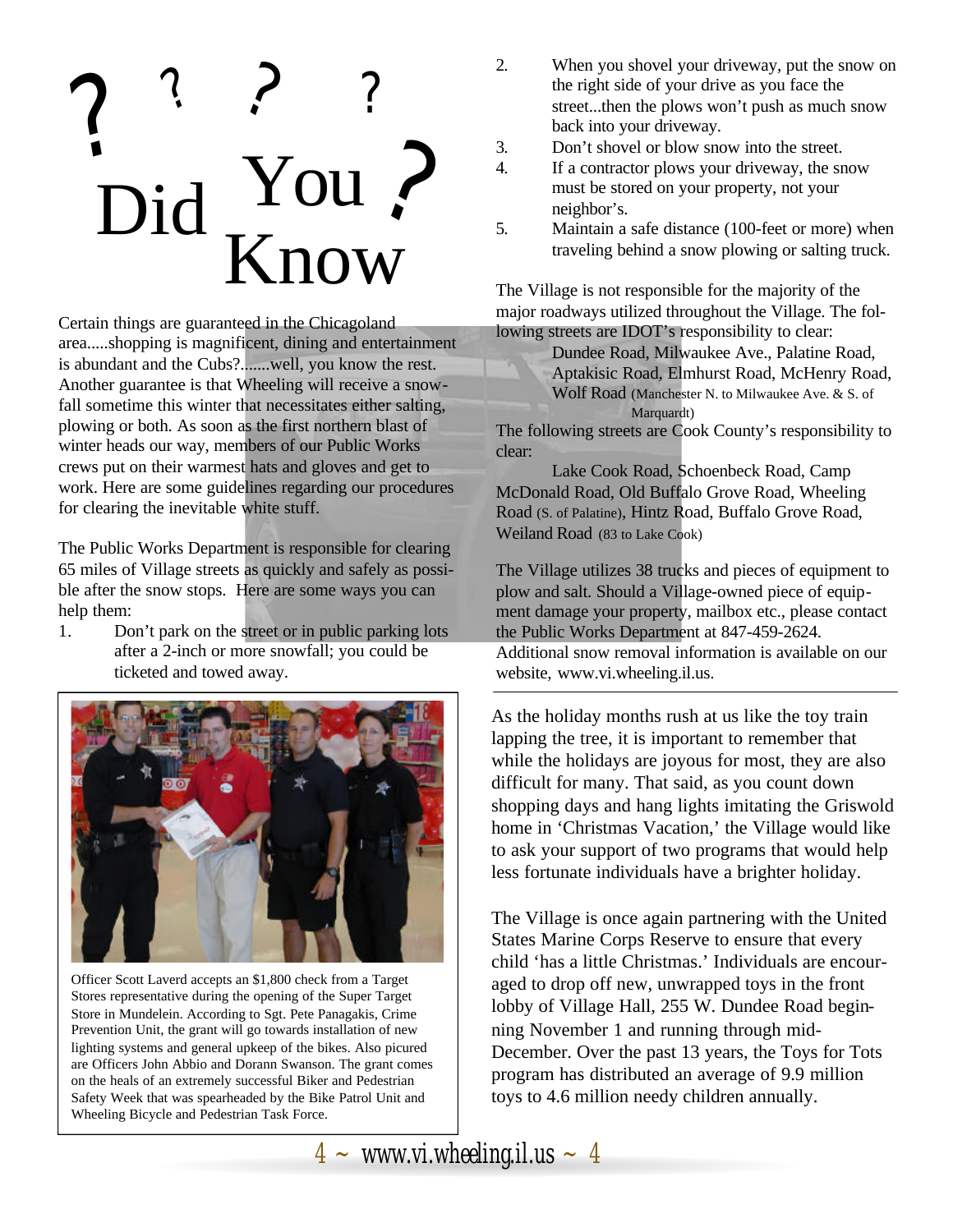# Did You Know?

Certain things are guaranteed in the Chicagoland area.....shopping is magnificent, dining and entertainment is abundant and the Cubs?.......well, you know the rest. Another guarantee is that Wheeling will receive a snowfall sometime this winter that necessitates either salting, plowing or both. As soon as the first northern blast of winter heads our way, members of our Public Works crews put on their warmest hats and gloves and get to work. Here are some guidelines regarding our procedures for clearing the inevitable white stuff.

The Public Works Department is responsible for clearing 65 miles of Village streets as quickly and safely as possible after the snow stops. Here are some ways you can help them:

1. Don't park on the street or in public parking lots after a 2-inch or more snowfall; you could be ticketed and towed away.
2. When you shovel your driveway, put the snow on the right side of your drive as you face the street...then the plows won't push as much snow back into your driveway.
3. Don't shovel or blow snow into the street.
4. If a contractor plows your driveway, the snow must be stored on your property, not your neighbor's.
5. Maintain a safe distance (100-feet or more) when traveling behind a snow plowing or salting truck.

The Village is not responsible for the majority of the major roadways utilized throughout the Village. The following streets are IDOT's responsibility to clear:

Dundee Road, Milwaukee Ave., Palatine Road, Aptakisic Road, Elmhurst Road, McHenry Road, Wolf Road (Manchester N. to Milwaukee Ave. & S. of Marquardt)

The following streets are Cook County's responsibility to clear:

Lake Cook Road, Schoenbeck Road, Camp McDonald Road, Old Buffalo Grove Road, Wheeling Road (S. of Palatine), Hintz Road, Buffalo Grove Road, Weiland Road (83 to Lake Cook)

The Village utilizes 38 trucks and pieces of equipment to plow and salt. Should a Village-owned piece of equipment damage your property, mailbox etc., please contact the Public Works Department at 847-459-2624. Additional snow removal information is available on our website, www.vi.wheeling.il.us.

Officer Scott Laverd accepts an $1,800 check from a Target Stores representative during the opening of the Super Target Store in Mundelein. According to Sgt. Pete Panagakis, Crime Prevention Unit, the grant will go towards installation of new lighting systems and general upkeep of the bikes. Also picured are Officers John Abbio and Dorann Swanson. The grant comes on the heals of an extremely successful Biker and Pedestrian Safety Week that was spearheaded by the Bike Patrol Unit and Wheeling Bicycle and Pedestrian Task Force.

---

As the holiday months rush at us like the toy train lapping the tree, it is important to remember that while the holidays are joyous for most, they are also difficult for many. That said, as you count down shopping days and hang lights imitating the Griswold home in 'Christmas Vacation,' the Village would like to ask your support of two programs that would help less fortunate individuals have a brighter holiday.

The Village is once again partnering with the United States Marine Corps Reserve to ensure that every child 'has a little Christmas.' Individuals are encouraged to drop off new, unwrapped toys in the front lobby of Village Hall, 255 W. Dundee Road beginning November 1 and running through mid-December. Over the past 13 years, the Toys for Tots program has distributed an average of 9.9 million toys to 4.6 million needy children annually.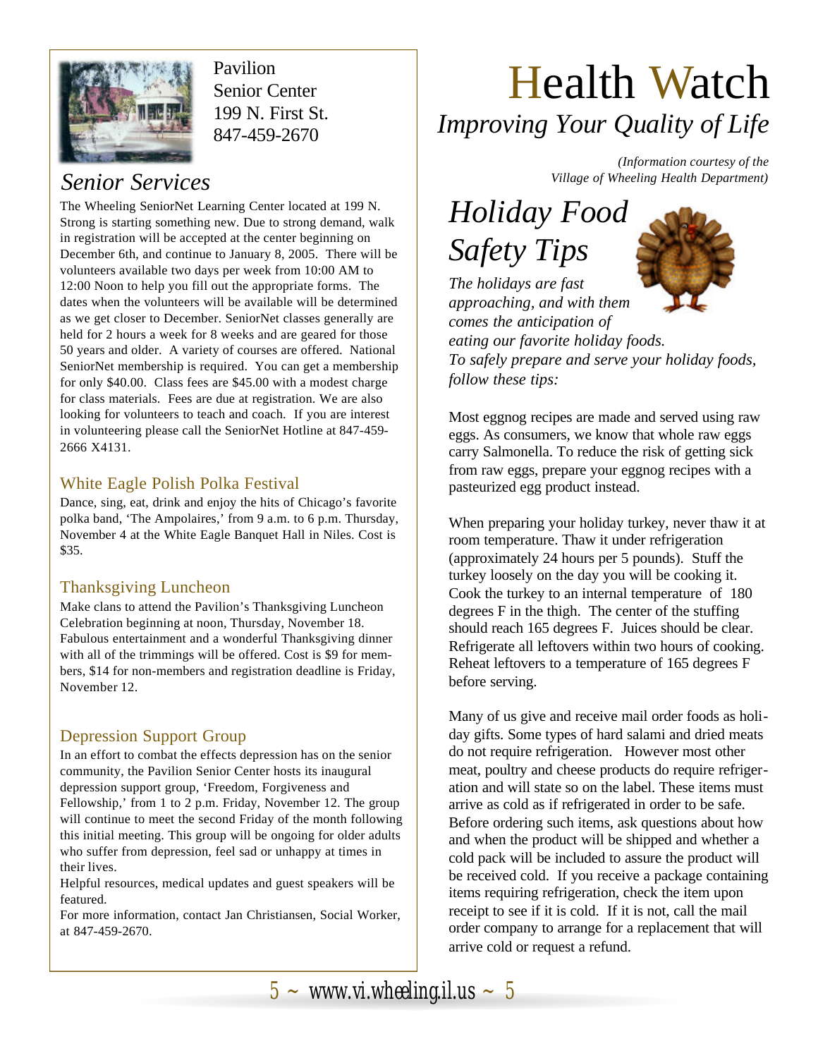Pavilion
Senior Center
199 N. First St.
847-459-2670

## *Senior Services*

The Wheeling SeniorNet Learning Center located at 199 N. Strong is starting something new. Due to strong demand, walk in registration will be accepted at the center beginning on December 6th, and continue to January 8, 2005. There will be volunteers available two days per week from 10:00 AM to 12:00 Noon to help you fill out the appropriate forms. The dates when the volunteers will be available will be determined as we get closer to December. SeniorNet classes generally are held for 2 hours a week for 8 weeks and are geared for those 50 years and older. A variety of courses are offered. National SeniorNet membership is required. You can get a membership for only $40.00. Class fees are $45.00 with a modest charge for class materials. Fees are due at registration. We are also looking for volunteers to teach and coach. If you are interest in volunteering please call the SeniorNet Hotline at 847-459-2666 X4131.

### White Eagle Polish Polka Festival

Dance, sing, eat, drink and enjoy the hits of Chicago's favorite polka band, 'The Ampolaires,' from 9 a.m. to 6 p.m. Thursday, November 4 at the White Eagle Banquet Hall in Niles. Cost is $35.

### Thanksgiving Luncheon

Make clans to attend the Pavilion's Thanksgiving Luncheon Celebration beginning at noon, Thursday, November 18. Fabulous entertainment and a wonderful Thanksgiving dinner with all of the trimmings will be offered. Cost is $9 for members, $14 for non-members and registration deadline is Friday, November 12.

### Depression Support Group

In an effort to combat the effects depression has on the senior community, the Pavilion Senior Center hosts its inaugural depression support group, 'Freedom, Forgiveness and Fellowship,' from 1 to 2 p.m. Friday, November 12. The group will continue to meet the second Friday of the month following this initial meeting. This group will be ongoing for older adults who suffer from depression, feel sad or unhappy at times in their lives.

Helpful resources, medical updates and guest speakers will be featured.

For more information, contact Jan Christiansen, Social Worker, at 847-459-2670.

# Health Watch

*Improving Your Quality of Life*

*(Information courtesy of the Village of Wheeling Health Department)*

## *Holiday Food Safety Tips*

*The holidays are fast approaching, and with them comes the anticipation of eating our favorite holiday foods. To safely prepare and serve your holiday foods, follow these tips:*

Most eggnog recipes are made and served using raw eggs. As consumers, we know that whole raw eggs carry Salmonella. To reduce the risk of getting sick from raw eggs, prepare your eggnog recipes with a pasteurized egg product instead.

When preparing your holiday turkey, never thaw it at room temperature. Thaw it under refrigeration (approximately 24 hours per 5 pounds). Stuff the turkey loosely on the day you will be cooking it. Cook the turkey to an internal temperature of 180 degrees F in the thigh. The center of the stuffing should reach 165 degrees F. Juices should be clear. Refrigerate all leftovers within two hours of cooking. Reheat leftovers to a temperature of 165 degrees F before serving.

Many of us give and receive mail order foods as holiday gifts. Some types of hard salami and dried meats do not require refrigeration. However most other meat, poultry and cheese products do require refrigeration and will state so on the label. These items must arrive as cold as if refrigerated in order to be safe. Before ordering such items, ask questions about how and when the product will be shipped and whether a cold pack will be included to assure the product will be received cold. If you receive a package containing items requiring refrigeration, check the item upon receipt to see if it is cold. If it is not, call the mail order company to arrange for a replacement that will arrive cold or request a refund.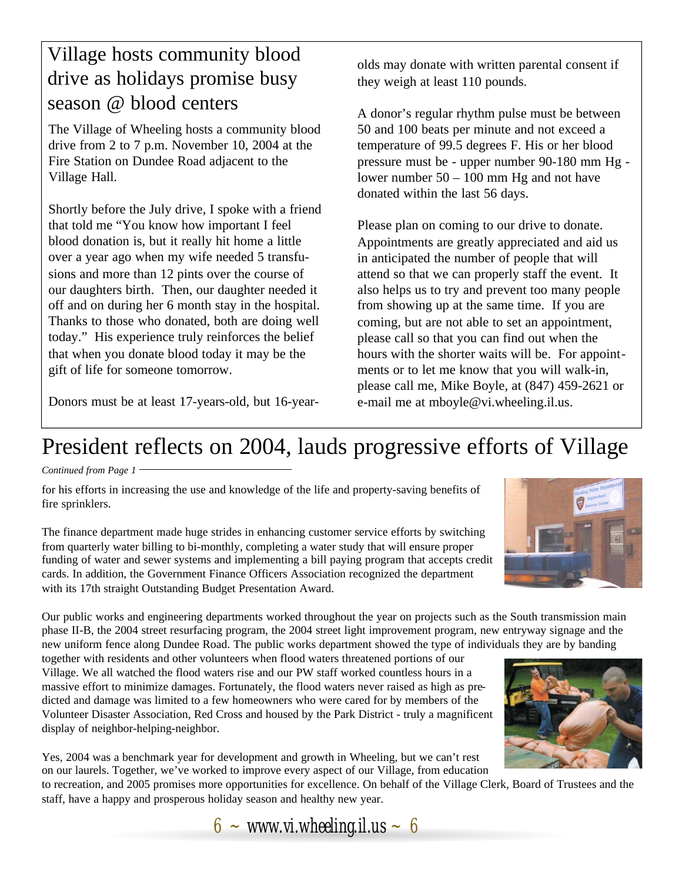## Village hosts community blood drive as holidays promise busy season @ blood centers

The Village of Wheeling hosts a community blood drive from 2 to 7 p.m. November 10, 2004 at the Fire Station on Dundee Road adjacent to the Village Hall.

Shortly before the July drive, I spoke with a friend that told me "You know how important I feel blood donation is, but it really hit home a little over a year ago when my wife needed 5 transfusions and more than 12 pints over the course of our daughters birth. Then, our daughter needed it off and on during her 6 month stay in the hospital. Thanks to those who donated, both are doing well today." His experience truly reinforces the belief that when you donate blood today it may be the gift of life for someone tomorrow.

Donors must be at least 17-years-old, but 16-year-olds may donate with written parental consent if they weigh at least 110 pounds.

A donor's regular rhythm pulse must be between 50 and 100 beats per minute and not exceed a temperature of 99.5 degrees F. His or her blood pressure must be - upper number 90-180 mm Hg - lower number 50 – 100 mm Hg and not have donated within the last 56 days.

Please plan on coming to our drive to donate. Appointments are greatly appreciated and aid us in anticipated the number of people that will attend so that we can properly staff the event. It also helps us to try and prevent too many people from showing up at the same time. If you are coming, but are not able to set an appointment, please call so that you can find out when the hours with the shorter waits will be. For appointments or to let me know that you will walk-in, please call me, Mike Boyle, at (847) 459-2621 or e-mail me at mboyle@vi.wheeling.il.us.

# President reflects on 2004, lauds progressive efforts of Village

*Continued from Page 1*

for his efforts in increasing the use and knowledge of the life and property-saving benefits of fire sprinklers.

The finance department made huge strides in enhancing customer service efforts by switching from quarterly water billing to bi-monthly, completing a water study that will ensure proper funding of water and sewer systems and implementing a bill paying program that accepts credit cards. In addition, the Government Finance Officers Association recognized the department with its 17th straight Outstanding Budget Presentation Award.

Our public works and engineering departments worked throughout the year on projects such as the South transmission main phase II-B, the 2004 street resurfacing program, the 2004 street light improvement program, new entryway signage and the new uniform fence along Dundee Road. The public works department showed the type of individuals they are by banding together with residents and other volunteers when flood waters threatened portions of our Village. We all watched the flood waters rise and our PW staff worked countless hours in a massive effort to minimize damages. Fortunately, the flood waters never raised as high as predicted and damage was limited to a few homeowners who were cared for by members of the Volunteer Disaster Association, Red Cross and housed by the Park District - truly a magnificent display of neighbor-helping-neighbor.

Yes, 2004 was a benchmark year for development and growth in Wheeling, but we can't rest on our laurels. Together, we've worked to improve every aspect of our Village, from education to recreation, and 2005 promises more opportunities for excellence. On behalf of the Village Clerk, Board of Trustees and the staff, have a happy and prosperous holiday season and healthy new year.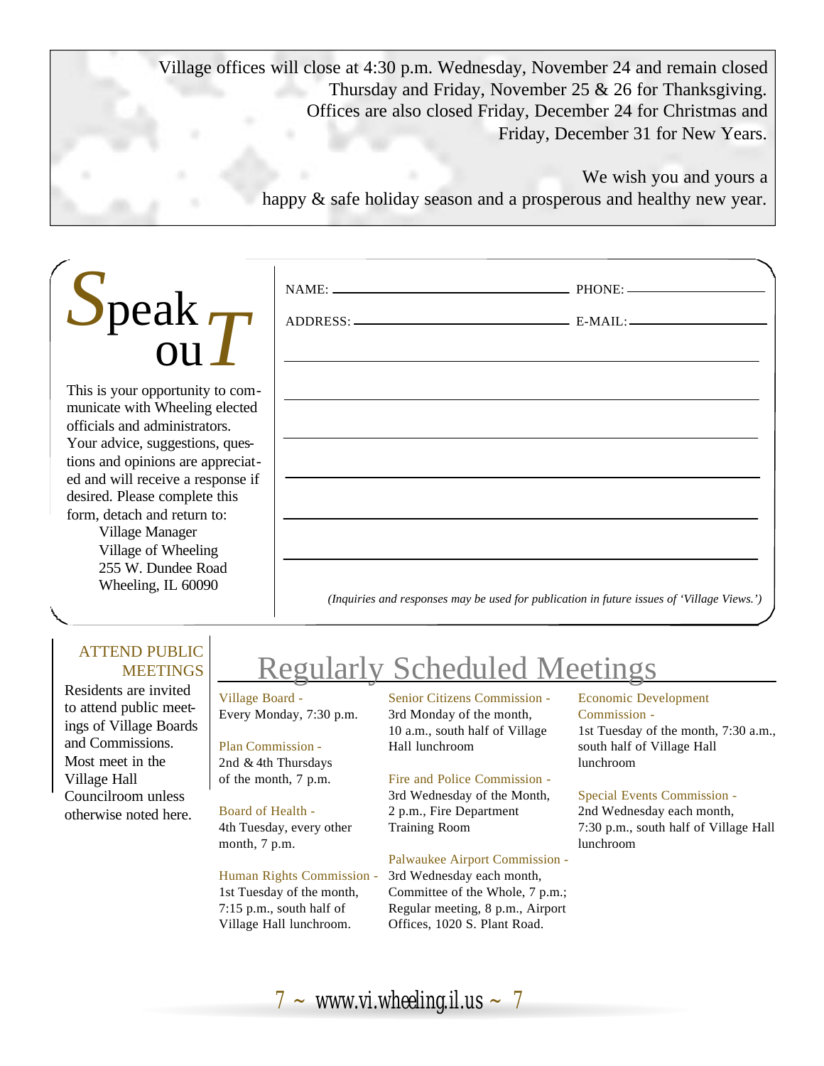Village offices will close at 4:30 p.m. Wednesday, November 24 and remain closed Thursday and Friday, November 25 & 26 for Thanksgiving. Offices are also closed Friday, December 24 for Christmas and Friday, December 31 for New Years.

We wish you and yours a happy & safe holiday season and a prosperous and healthy new year.

# Speak ouT

This is your opportunity to communicate with Wheeling elected officials and administrators. Your advice, suggestions, questions and opinions are appreciated and will receive a response if desired. Please complete this form, detach and return to:

Village Manager
Village of Wheeling
255 W. Dundee Road
Wheeling, IL 60090

NAME: ______________________ PHONE: ______________

ADDRESS: ____________________ E-MAIL: ______________

_______________________________________________

_______________________________________________

_______________________________________________

_______________________________________________

_______________________________________________

_______________________________________________

*(Inquiries and responses may be used for publication in future issues of 'Village Views.')*

## ATTEND PUBLIC MEETINGS

Residents are invited to attend public meetings of Village Boards and Commissions. Most meet in the Village Hall Councilroom unless otherwise noted here.

# Regularly Scheduled Meetings

**Village Board -**
Every Monday, 7:30 p.m.

**Plan Commission -**
2nd & 4th Thursdays of the month, 7 p.m.

**Board of Health -**
4th Tuesday, every other month, 7 p.m.

**Human Rights Commission -**
1st Tuesday of the month, 7:15 p.m., south half of Village Hall lunchroom.

**Senior Citizens Commission -**
3rd Monday of the month, 10 a.m., south half of Village Hall lunchroom

**Fire and Police Commission -**
3rd Wednesday of the Month, 2 p.m., Fire Department Training Room

**Palwaukee Airport Commission -**
3rd Wednesday each month, Committee of the Whole, 7 p.m.; Regular meeting, 8 p.m., Airport Offices, 1020 S. Plant Road.

**Economic Development Commission -**
1st Tuesday of the month, 7:30 a.m., south half of Village Hall lunchroom

**Special Events Commission -**
2nd Wednesday each month, 7:30 p.m., south half of Village Hall lunchroom

www.vi.wheeling.il.us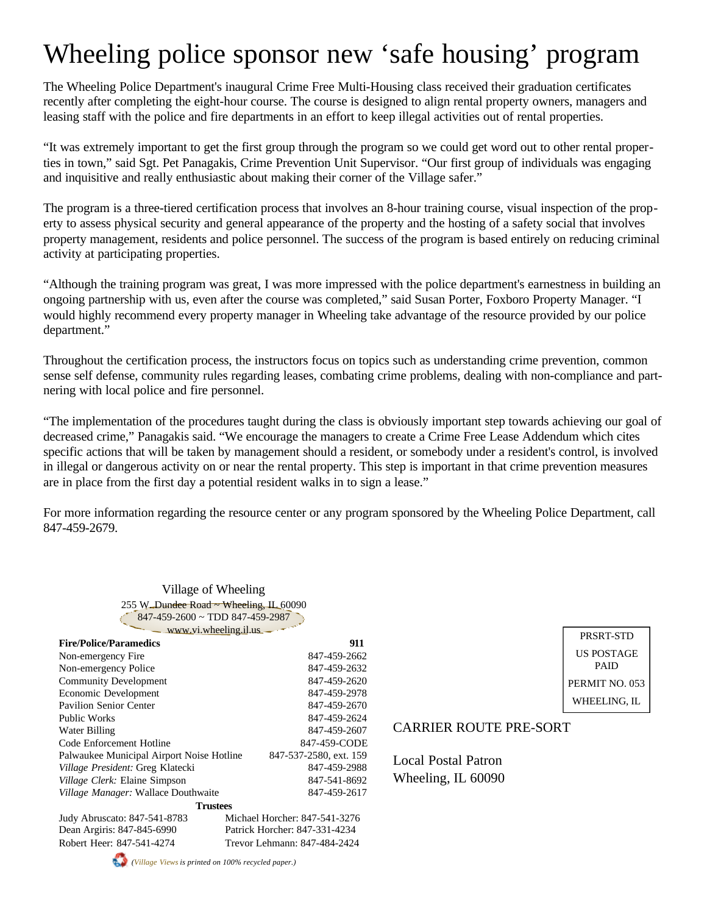# Wheeling police sponsor new 'safe housing' program

The Wheeling Police Department's inaugural Crime Free Multi-Housing class received their graduation certificates recently after completing the eight-hour course. The course is designed to align rental property owners, managers and leasing staff with the police and fire departments in an effort to keep illegal activities out of rental properties.

"It was extremely important to get the first group through the program so we could get word out to other rental properties in town," said Sgt. Pet Panagakis, Crime Prevention Unit Supervisor. "Our first group of individuals was engaging and inquisitive and really enthusiastic about making their corner of the Village safer."

The program is a three-tiered certification process that involves an 8-hour training course, visual inspection of the property to assess physical security and general appearance of the property and the hosting of a safety social that involves property management, residents and police personnel. The success of the program is based entirely on reducing criminal activity at participating properties.

"Although the training program was great, I was more impressed with the police department's earnestness in building an ongoing partnership with us, even after the course was completed," said Susan Porter, Foxboro Property Manager. "I would highly recommend every property manager in Wheeling take advantage of the resource provided by our police department."

Throughout the certification process, the instructors focus on topics such as understanding crime prevention, common sense self defense, community rules regarding leases, combating crime problems, dealing with non-compliance and partnering with local police and fire personnel.

"The implementation of the procedures taught during the class is obviously important step towards achieving our goal of decreased crime," Panagakis said. "We encourage the managers to create a Crime Free Lease Addendum which cites specific actions that will be taken by management should a resident, or somebody under a resident's control, is involved in illegal or dangerous activity on or near the rental property. This step is important in that crime prevention measures are in place from the first day a potential resident walks in to sign a lease."

For more information regarding the resource center or any program sponsored by the Wheeling Police Department, call 847-459-2679.

Village of Wheeling
255 W. Dundee Road ~ Wheeling, IL 60090
847-459-2600 ~ TDD 847-459-2987
www.vi.wheeling.il.us

| | |
|---|---|
| **Fire/Police/Paramedics** | **911** |
| Non-emergency Fire | 847-459-2662 |
| Non-emergency Police | 847-459-2632 |
| Community Development | 847-459-2620 |
| Economic Development | 847-459-2978 |
| Pavilion Senior Center | 847-459-2670 |
| Public Works | 847-459-2624 |
| Water Billing | 847-459-2607 |
| Code Enforcement Hotline | 847-459-CODE |
| Palwaukee Municipal Airport Noise Hotline | 847-537-2580, ext. 159 |
| *Village President:* Greg Klatecki | 847-459-2988 |
| *Village Clerk:* Elaine Simpson | 847-541-8692 |
| *Village Manager:* Wallace Douthwaite | 847-459-2617 |

**Trustees**

| | |
|---|---|
| Judy Abruscato: 847-541-8783 | Michael Horcher: 847-541-3276 |
| Dean Argiris: 847-845-6990 | Patrick Horcher: 847-331-4234 |
| Robert Heer: 847-541-4274 | Trevor Lehmann: 847-484-2424 |

*(Village Views is printed on 100% recycled paper.)*

PRSRT-STD
US POSTAGE PAID
PERMIT NO. 053
WHEELING, IL

CARRIER ROUTE PRE-SORT

Local Postal Patron
Wheeling, IL 60090